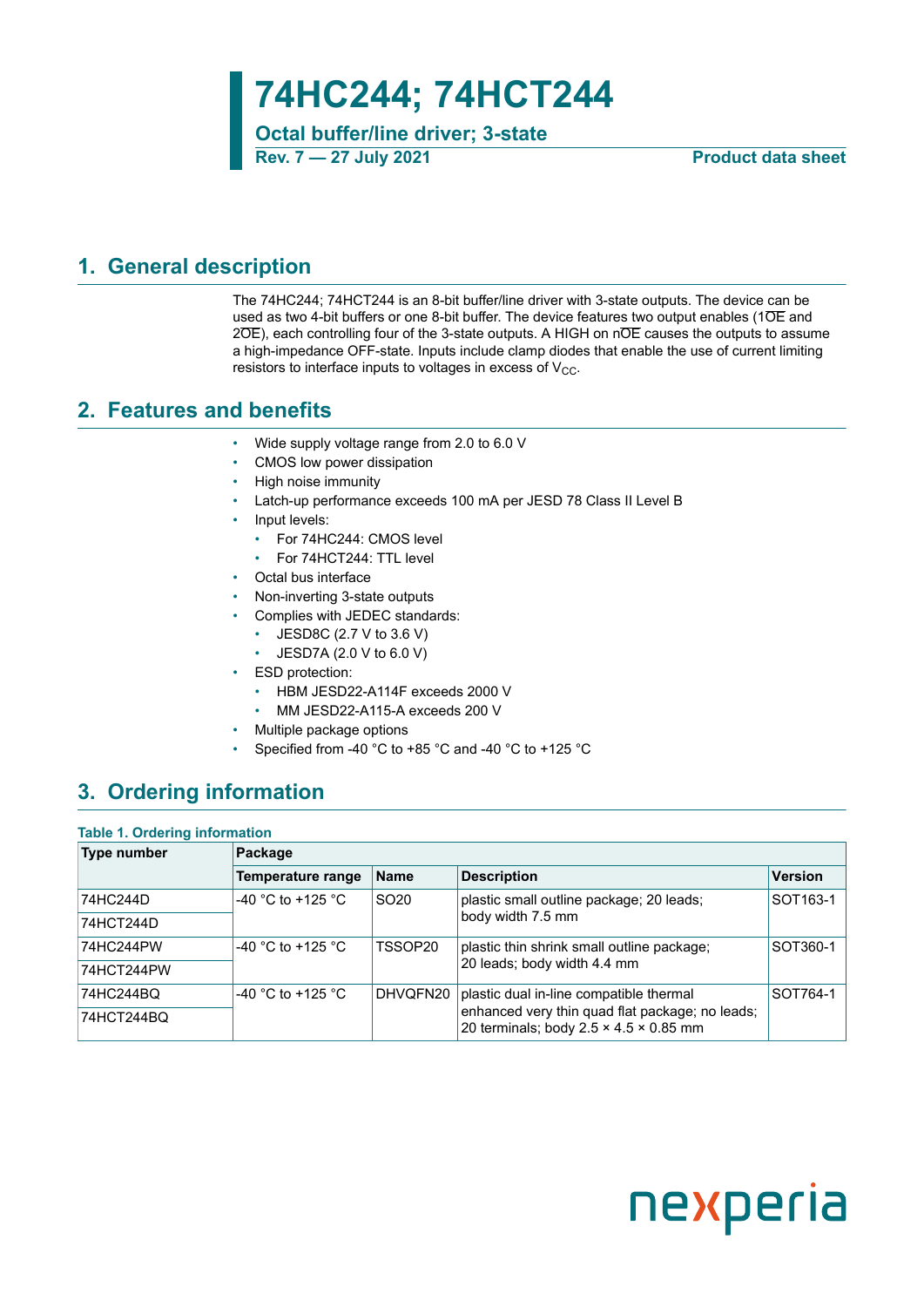# 74HC244; 74HCT244

**Octal buffer/line driver; 3-state**

**Rev. 7 — 27 July 2021** **Product data sheet**

## 1. General description

The 74HC244; 74HCT244 is an 8-bit buffer/line driver with 3-state outputs. The device can be used as two 4-bit buffers or one 8-bit buffer. The device features two output enables ($1\overline{OE}$ and $2\overline{OE}$), each controlling four of the 3-state outputs. A HIGH on $n\overline{OE}$ causes the outputs to assume a high-impedance OFF-state. Inputs include clamp diodes that enable the use of current limiting resistors to interface inputs to voltages in excess of $V_{CC}$.

## 2. Features and benefits

- Wide supply voltage range from 2.0 to 6.0 V
- CMOS low power dissipation
- High noise immunity
- Latch-up performance exceeds 100 mA per JESD 78 Class II Level B
- Input levels:
  - For 74HC244: CMOS level
  - For 74HCT244: TTL level
- Octal bus interface
- Non-inverting 3-state outputs
- Complies with JEDEC standards:
  - JESD8C (2.7 V to 3.6 V)
  - JESD7A (2.0 V to 6.0 V)
- ESD protection:
  - HBM JESD22-A114F exceeds 2000 V
  - MM JESD22-A115-A exceeds 200 V
- Multiple package options
- Specified from -40 °C to +85 °C and -40 °C to +125 °C

## 3. Ordering information

**Table 1. Ordering information**

| Type number | Package | | | |
|---|---|---|---|---|
| | Temperature range | Name | Description | Version |
| 74HC244D | -40 °C to +125 °C | SO20 | plastic small outline package; 20 leads; body width 7.5 mm | SOT163-1 |
| 74HCT244D | | | | |
| 74HC244PW | -40 °C to +125 °C | TSSOP20 | plastic thin shrink small outline package; 20 leads; body width 4.4 mm | SOT360-1 |
| 74HCT244PW | | | | |
| 74HC244BQ | -40 °C to +125 °C | DHVQFN20 | plastic dual in-line compatible thermal enhanced very thin quad flat package; no leads; 20 terminals; body 2.5 × 4.5 × 0.85 mm | SOT764-1 |
| 74HCT244BQ | | | | |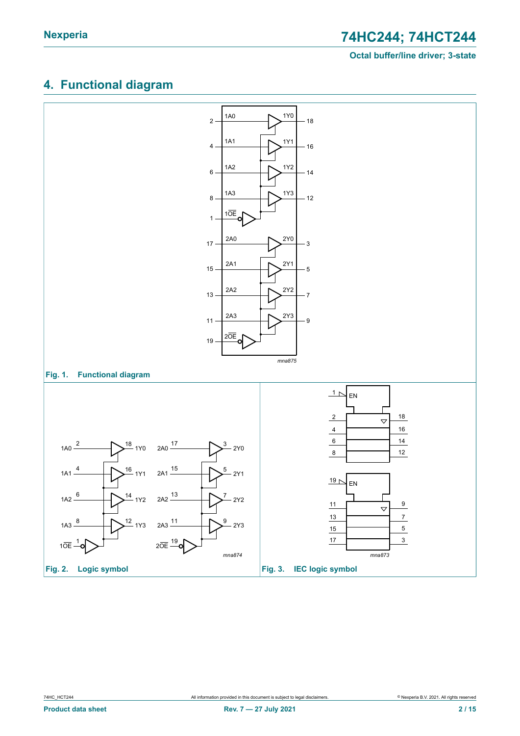## 4. Functional diagram

Fig. 1. Functional diagram

Fig. 2. Logic symbol

Fig. 3. IEC logic symbol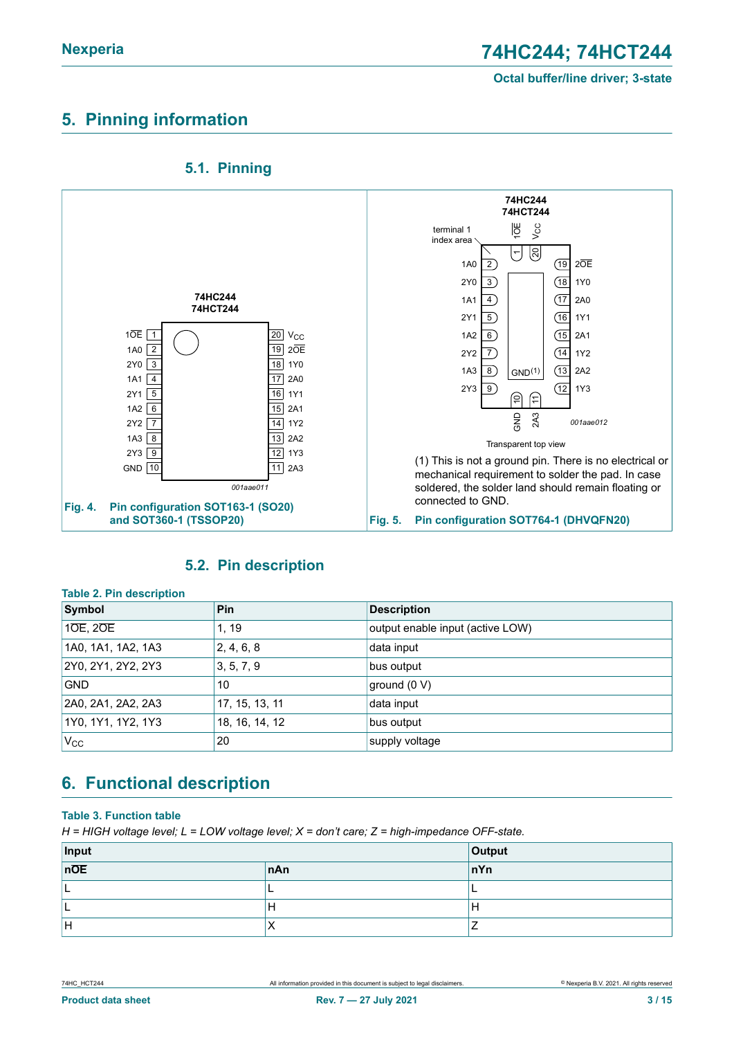## 5. Pinning information

### 5.1. Pinning

Fig. 4. Pin configuration SOT163-1 (SO20) and SOT360-1 (TSSOP20)

Transparent top view

(1) This is not a ground pin. There is no electrical or mechanical requirement to solder the pad. In case soldered, the solder land should remain floating or connected to GND.

Fig. 5. Pin configuration SOT764-1 (DHVQFN20)

### 5.2. Pin description

**Table 2. Pin description**

| Symbol | Pin | Description |
|---|---|---|
| 1OE, 2OE | 1, 19 | output enable input (active LOW) |
| 1A0, 1A1, 1A2, 1A3 | 2, 4, 6, 8 | data input |
| 2Y0, 2Y1, 2Y2, 2Y3 | 3, 5, 7, 9 | bus output |
| GND | 10 | ground (0 V) |
| 2A0, 2A1, 2A2, 2A3 | 17, 15, 13, 11 | data input |
| 1Y0, 1Y1, 1Y2, 1Y3 | 18, 16, 14, 12 | bus output |
| $V_{CC}$ | 20 | supply voltage |

## 6. Functional description

**Table 3. Function table**

*H = HIGH voltage level; L = LOW voltage level; X = don't care; Z = high-impedance OFF-state.*

| Input | | Output |
|---|---|---|
| nOE | nAn | nYn |
| L | L | L |
| L | H | H |
| H | X | Z |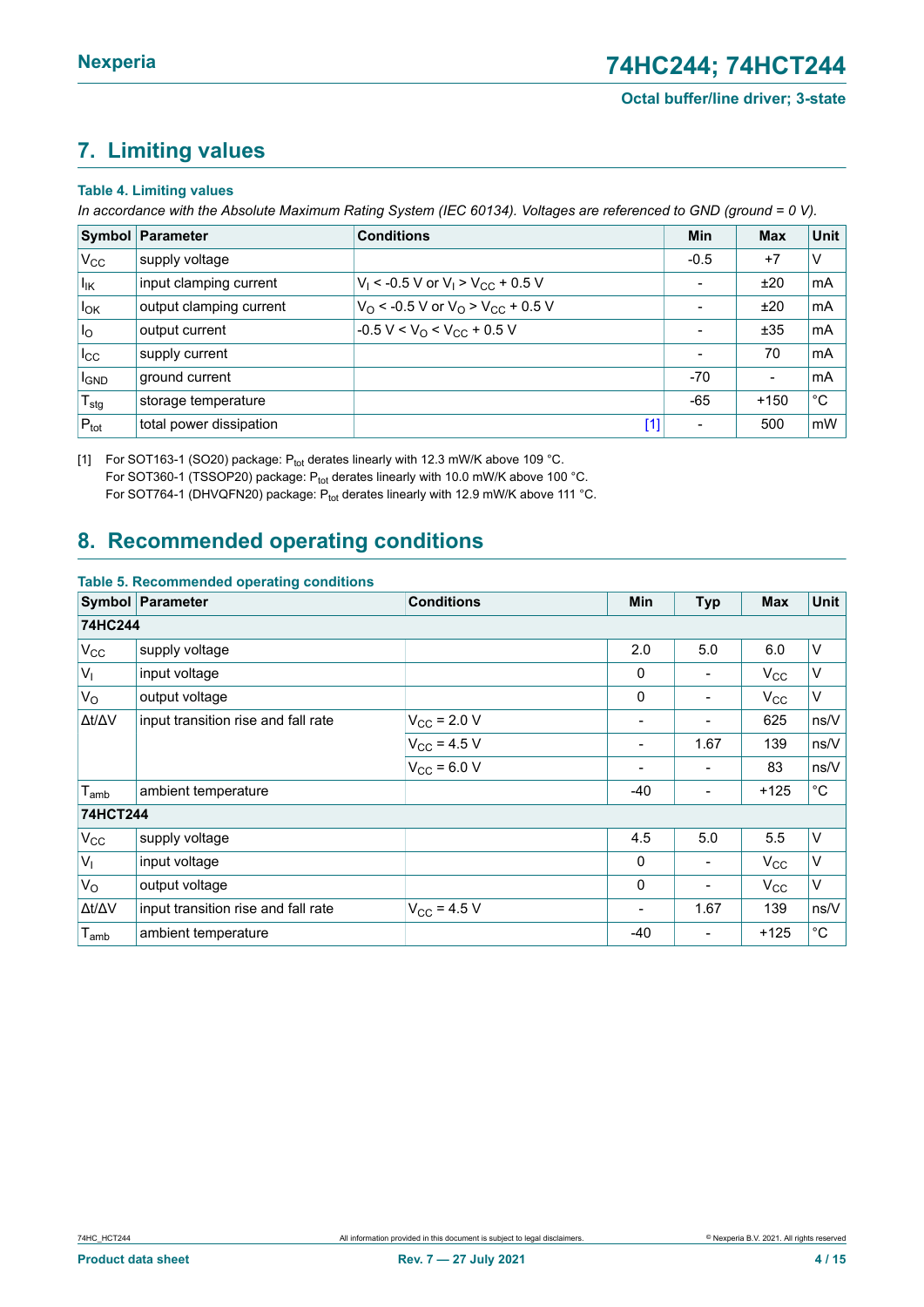## 7. Limiting values

**Table 4. Limiting values**

*In accordance with the Absolute Maximum Rating System (IEC 60134). Voltages are referenced to GND (ground = 0 V).*

| Symbol | Parameter | Conditions | Min | Max | Unit |
|---|---|---|---|---|---|
| $V_{CC}$ | supply voltage | | -0.5 | +7 | V |
| $I_{IK}$ | input clamping current | $V_I$ < -0.5 V or $V_I$ > $V_{CC}$ + 0.5 V | - | ±20 | mA |
| $I_{OK}$ | output clamping current | $V_O$ < -0.5 V or $V_O$ > $V_{CC}$ + 0.5 V | - | ±20 | mA |
| $I_O$ | output current | -0.5 V < $V_O$ < $V_{CC}$ + 0.5 V | - | ±35 | mA |
| $I_{CC}$ | supply current | | - | 70 | mA |
| $I_{GND}$ | ground current | | -70 | - | mA |
| $T_{stg}$ | storage temperature | | -65 | +150 | °C |
| $P_{tot}$ | total power dissipation | [1] | - | 500 | mW |

[1] For SOT163-1 (SO20) package: $P_{tot}$ derates linearly with 12.3 mW/K above 109 °C.
For SOT360-1 (TSSOP20) package: $P_{tot}$ derates linearly with 10.0 mW/K above 100 °C.
For SOT764-1 (DHVQFN20) package: $P_{tot}$ derates linearly with 12.9 mW/K above 111 °C.

## 8. Recommended operating conditions

**Table 5. Recommended operating conditions**

| Symbol | Parameter | Conditions | Min | Typ | Max | Unit |
|---|---|---|---|---|---|---|
| **74HC244** | | | | | | |
| $V_{CC}$ | supply voltage | | 2.0 | 5.0 | 6.0 | V |
| $V_I$ | input voltage | | 0 | - | $V_{CC}$ | V |
| $V_O$ | output voltage | | 0 | - | $V_{CC}$ | V |
| Δt/ΔV | input transition rise and fall rate | $V_{CC}$ = 2.0 V | - | - | 625 | ns/V |
| | | $V_{CC}$ = 4.5 V | - | 1.67 | 139 | ns/V |
| | | $V_{CC}$ = 6.0 V | - | - | 83 | ns/V |
| $T_{amb}$ | ambient temperature | | -40 | - | +125 | °C |
| **74HCT244** | | | | | | |
| $V_{CC}$ | supply voltage | | 4.5 | 5.0 | 5.5 | V |
| $V_I$ | input voltage | | 0 | - | $V_{CC}$ | V |
| $V_O$ | output voltage | | 0 | - | $V_{CC}$ | V |
| Δt/ΔV | input transition rise and fall rate | $V_{CC}$ = 4.5 V | - | 1.67 | 139 | ns/V |
| $T_{amb}$ | ambient temperature | | -40 | - | +125 | °C |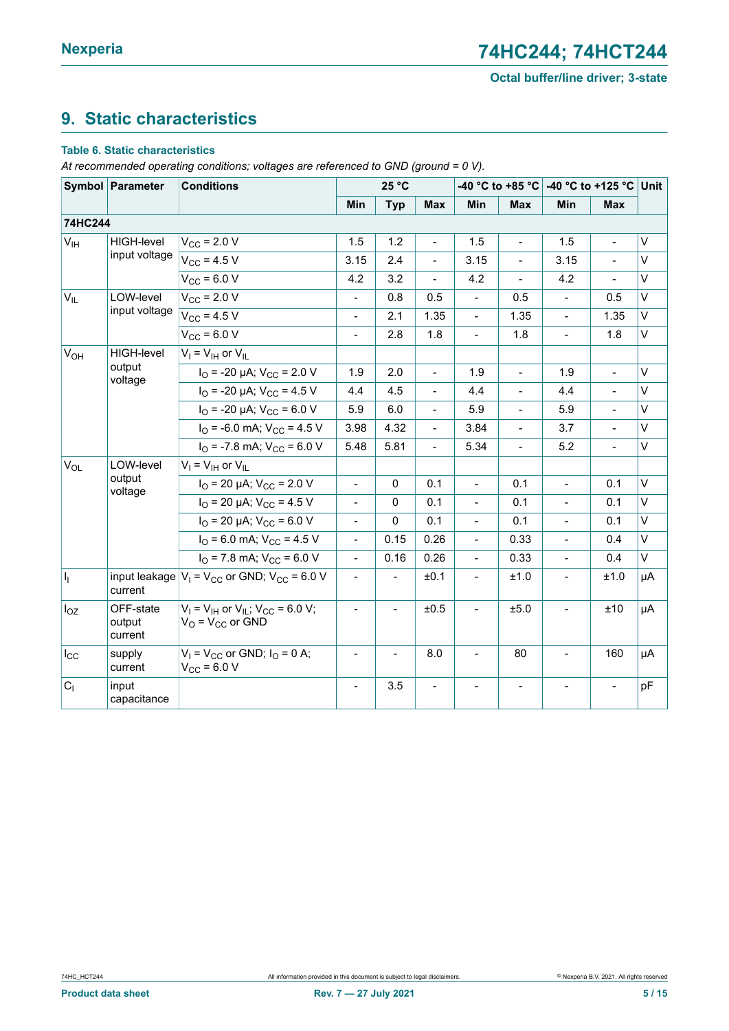## 9. Static characteristics

**Table 6. Static characteristics**

*At recommended operating conditions; voltages are referenced to GND (ground = 0 V).*

| Symbol | Parameter | Conditions | 25 °C | | | -40 °C to +85 °C | | -40 °C to +125 °C | | Unit |
|---|---|---|---|---|---|---|---|---|---|---|
| | | | Min | Typ | Max | Min | Max | Min | Max | |
| **74HC244** | | | | | | | | | | |
| $V_{IH}$ | HIGH-level input voltage | $V_{CC}$ = 2.0 V | 1.5 | 1.2 | - | 1.5 | - | 1.5 | - | V |
| | | $V_{CC}$ = 4.5 V | 3.15 | 2.4 | - | 3.15 | - | 3.15 | - | V |
| | | $V_{CC}$ = 6.0 V | 4.2 | 3.2 | - | 4.2 | - | 4.2 | - | V |
| $V_{IL}$ | LOW-level input voltage | $V_{CC}$ = 2.0 V | - | 0.8 | 0.5 | - | 0.5 | - | 0.5 | V |
| | | $V_{CC}$ = 4.5 V | - | 2.1 | 1.35 | - | 1.35 | - | 1.35 | V |
| | | $V_{CC}$ = 6.0 V | - | 2.8 | 1.8 | - | 1.8 | - | 1.8 | V |
| $V_{OH}$ | HIGH-level output voltage | $V_I$ = $V_{IH}$ or $V_{IL}$ | | | | | | | | |
| | | $I_O$ = -20 µA; $V_{CC}$ = 2.0 V | 1.9 | 2.0 | - | 1.9 | - | 1.9 | - | V |
| | | $I_O$ = -20 µA; $V_{CC}$ = 4.5 V | 4.4 | 4.5 | - | 4.4 | - | 4.4 | - | V |
| | | $I_O$ = -20 µA; $V_{CC}$ = 6.0 V | 5.9 | 6.0 | - | 5.9 | - | 5.9 | - | V |
| | | $I_O$ = -6.0 mA; $V_{CC}$ = 4.5 V | 3.98 | 4.32 | - | 3.84 | - | 3.7 | - | V |
| | | $I_O$ = -7.8 mA; $V_{CC}$ = 6.0 V | 5.48 | 5.81 | - | 5.34 | - | 5.2 | - | V |
| $V_{OL}$ | LOW-level output voltage | $V_I$ = $V_{IH}$ or $V_{IL}$ | | | | | | | | |
| | | $I_O$ = 20 µA; $V_{CC}$ = 2.0 V | - | 0 | 0.1 | - | 0.1 | - | 0.1 | V |
| | | $I_O$ = 20 µA; $V_{CC}$ = 4.5 V | - | 0 | 0.1 | - | 0.1 | - | 0.1 | V |
| | | $I_O$ = 20 µA; $V_{CC}$ = 6.0 V | - | 0 | 0.1 | - | 0.1 | - | 0.1 | V |
| | | $I_O$ = 6.0 mA; $V_{CC}$ = 4.5 V | - | 0.15 | 0.26 | - | 0.33 | - | 0.4 | V |
| | | $I_O$ = 7.8 mA; $V_{CC}$ = 6.0 V | - | 0.16 | 0.26 | - | 0.33 | - | 0.4 | V |
| $I_I$ | input leakage current | $V_I$ = $V_{CC}$ or GND; $V_{CC}$ = 6.0 V | - | - | ±0.1 | - | ±1.0 | - | ±1.0 | µA |
| $I_{OZ}$ | OFF-state output current | $V_I$ = $V_{IH}$ or $V_{IL}$; $V_{CC}$ = 6.0 V; $V_O$ = $V_{CC}$ or GND | - | - | ±0.5 | - | ±5.0 | - | ±10 | µA |
| $I_{CC}$ | supply current | $V_I$ = $V_{CC}$ or GND; $I_O$ = 0 A; $V_{CC}$ = 6.0 V | - | - | 8.0 | - | 80 | - | 160 | µA |
| $C_I$ | input capacitance | | - | 3.5 | - | - | - | - | - | pF |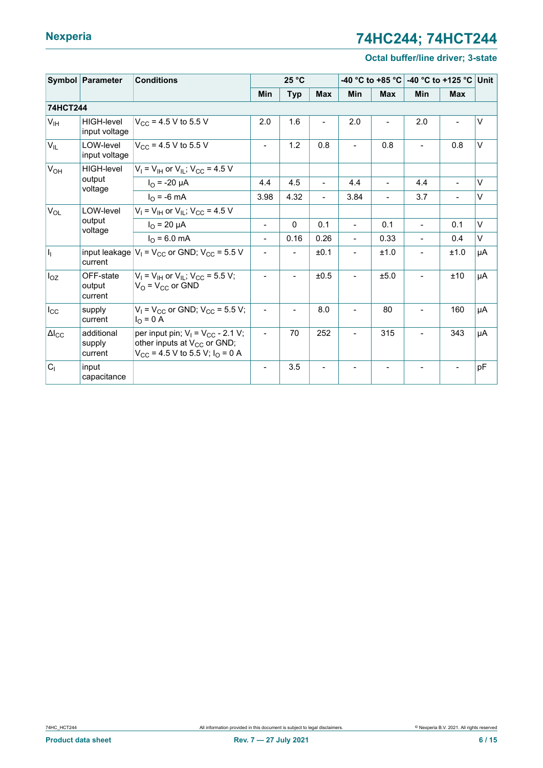| Symbol | Parameter | Conditions | 25 °C | | | -40 °C to +85 °C | | -40 °C to +125 °C | | Unit |
|---|---|---|---|---|---|---|---|---|---|---|
| | | | Min | Typ | Max | Min | Max | Min | Max | |
| **74HCT244** | | | | | | | | | | |
| $V_{IH}$ | HIGH-level input voltage | $V_{CC}$ = 4.5 V to 5.5 V | 2.0 | 1.6 | - | 2.0 | - | 2.0 | - | V |
| $V_{IL}$ | LOW-level input voltage | $V_{CC}$ = 4.5 V to 5.5 V | - | 1.2 | 0.8 | - | 0.8 | - | 0.8 | V |
| $V_{OH}$ | HIGH-level output voltage | $V_I = V_{IH}$ or $V_{IL}$; $V_{CC}$ = 4.5 V | | | | | | | | |
| | | $I_O$ = -20 μA | 4.4 | 4.5 | - | 4.4 | - | 4.4 | - | V |
| | | $I_O$ = -6 mA | 3.98 | 4.32 | - | 3.84 | - | 3.7 | - | V |
| $V_{OL}$ | LOW-level output voltage | $V_I = V_{IH}$ or $V_{IL}$; $V_{CC}$ = 4.5 V | | | | | | | | |
| | | $I_O$ = 20 μA | - | 0 | 0.1 | - | 0.1 | - | 0.1 | V |
| | | $I_O$ = 6.0 mA | - | 0.16 | 0.26 | - | 0.33 | - | 0.4 | V |
| $I_I$ | input leakage current | $V_I = V_{CC}$ or GND; $V_{CC}$ = 5.5 V | - | - | ±0.1 | - | ±1.0 | - | ±1.0 | μA |
| $I_{OZ}$ | OFF-state output current | $V_I = V_{IH}$ or $V_{IL}$; $V_{CC}$ = 5.5 V; $V_O = V_{CC}$ or GND | - | - | ±0.5 | - | ±5.0 | - | ±10 | μA |
| $I_{CC}$ | supply current | $V_I = V_{CC}$ or GND; $V_{CC}$ = 5.5 V; $I_O$ = 0 A | - | - | 8.0 | - | 80 | - | 160 | μA |
| $\Delta I_{CC}$ | additional supply current | per input pin; $V_I = V_{CC}$ - 2.1 V; other inputs at $V_{CC}$ or GND; $V_{CC}$ = 4.5 V to 5.5 V; $I_O$ = 0 A | - | 70 | 252 | - | 315 | - | 343 | μA |
| $C_I$ | input capacitance | | - | 3.5 | - | - | - | - | - | pF |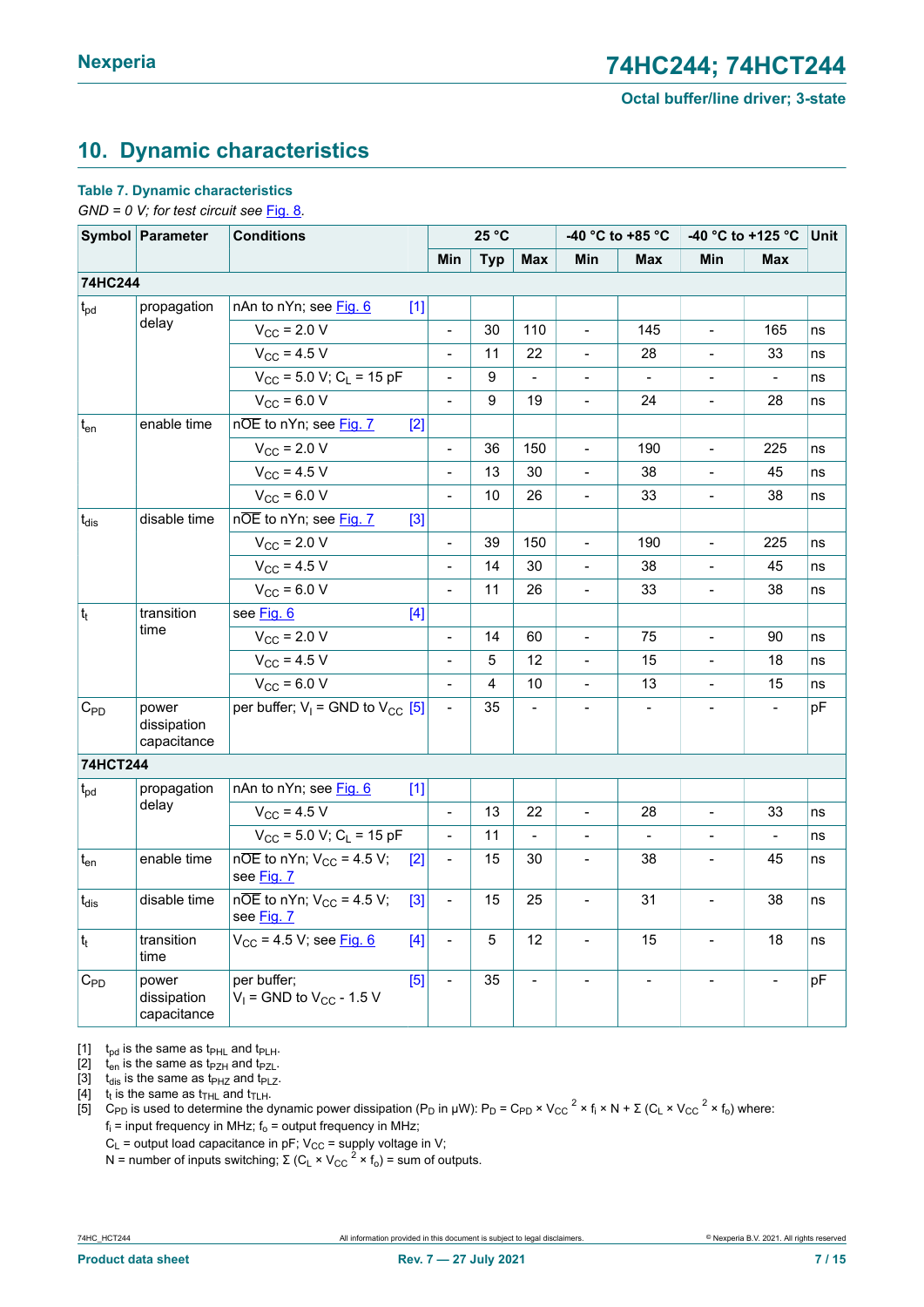## 10. Dynamic characteristics

**Table 7. Dynamic characteristics**

*GND = 0 V; for test circuit see Fig. 8.*

| Symbol | Parameter | Conditions | | 25 °C | | | -40 °C to +85 °C | | -40 °C to +125 °C | | Unit |
|---|---|---|---|---|---|---|---|---|---|---|---|
| | | | | Min | Typ | Max | Min | Max | Min | Max | |
| **74HC244** | | | | | | | | | | | |
| $t_{pd}$ | propagation delay | nAn to nYn; see Fig. 6 | [1] | | | | | | | | |
| | | $V_{CC}$ = 2.0 V | | - | 30 | 110 | - | 145 | - | 165 | ns |
| | | $V_{CC}$ = 4.5 V | | - | 11 | 22 | - | 28 | - | 33 | ns |
| | | $V_{CC}$ = 5.0 V; $C_L$ = 15 pF | | - | 9 | - | - | - | - | - | ns |
| | | $V_{CC}$ = 6.0 V | | - | 9 | 19 | - | 24 | - | 28 | ns |
| $t_{en}$ | enable time | $n\overline{OE}$ to nYn; see Fig. 7 | [2] | | | | | | | | |
| | | $V_{CC}$ = 2.0 V | | - | 36 | 150 | - | 190 | - | 225 | ns |
| | | $V_{CC}$ = 4.5 V | | - | 13 | 30 | - | 38 | - | 45 | ns |
| | | $V_{CC}$ = 6.0 V | | - | 10 | 26 | - | 33 | - | 38 | ns |
| $t_{dis}$ | disable time | $n\overline{OE}$ to nYn; see Fig. 7 | [3] | | | | | | | | |
| | | $V_{CC}$ = 2.0 V | | - | 39 | 150 | - | 190 | - | 225 | ns |
| | | $V_{CC}$ = 4.5 V | | - | 14 | 30 | - | 38 | - | 45 | ns |
| | | $V_{CC}$ = 6.0 V | | - | 11 | 26 | - | 33 | - | 38 | ns |
| $t_t$ | transition time | see Fig. 6 | [4] | | | | | | | | |
| | | $V_{CC}$ = 2.0 V | | - | 14 | 60 | - | 75 | - | 90 | ns |
| | | $V_{CC}$ = 4.5 V | | - | 5 | 12 | - | 15 | - | 18 | ns |
| | | $V_{CC}$ = 6.0 V | | - | 4 | 10 | - | 13 | - | 15 | ns |
| $C_{PD}$ | power dissipation capacitance | per buffer; $V_I$ = GND to $V_{CC}$ | [5] | - | 35 | - | - | - | - | - | pF |
| **74HCT244** | | | | | | | | | | | |
| $t_{pd}$ | propagation delay | nAn to nYn; see Fig. 6 | [1] | | | | | | | | |
| | | $V_{CC}$ = 4.5 V | | - | 13 | 22 | - | 28 | - | 33 | ns |
| | | $V_{CC}$ = 5.0 V; $C_L$ = 15 pF | | - | 11 | - | - | - | - | - | ns |
| $t_{en}$ | enable time | $n\overline{OE}$ to nYn; $V_{CC}$ = 4.5 V; see Fig. 7 | [2] | - | 15 | 30 | - | 38 | - | 45 | ns |
| $t_{dis}$ | disable time | $n\overline{OE}$ to nYn; $V_{CC}$ = 4.5 V; see Fig. 7 | [3] | - | 15 | 25 | - | 31 | - | 38 | ns |
| $t_t$ | transition time | $V_{CC}$ = 4.5 V; see Fig. 6 | [4] | - | 5 | 12 | - | 15 | - | 18 | ns |
| $C_{PD}$ | power dissipation capacitance | per buffer; $V_I$ = GND to $V_{CC}$ - 1.5 V | [5] | - | 35 | - | - | - | - | - | pF |

[1] $t_{pd}$ is the same as $t_{PHL}$ and $t_{PLH}$.

[2] $t_{en}$ is the same as $t_{PZH}$ and $t_{PZL}$.

[3] $t_{dis}$ is the same as $t_{PHZ}$ and $t_{PLZ}$.

[4] $t_t$ is the same as $t_{THL}$ and $t_{TLH}$.

[5] $C_{PD}$ is used to determine the dynamic power dissipation ($P_D$ in μW): $P_D = C_{PD} \times V_{CC}^2 \times f_i \times N + \Sigma (C_L \times V_{CC}^2 \times f_o)$ where:

$f_i$ = input frequency in MHz; $f_o$ = output frequency in MHz;

$C_L$ = output load capacitance in pF; $V_{CC}$ = supply voltage in V;

N = number of inputs switching; $\Sigma (C_L \times V_{CC}^2 \times f_o)$ = sum of outputs.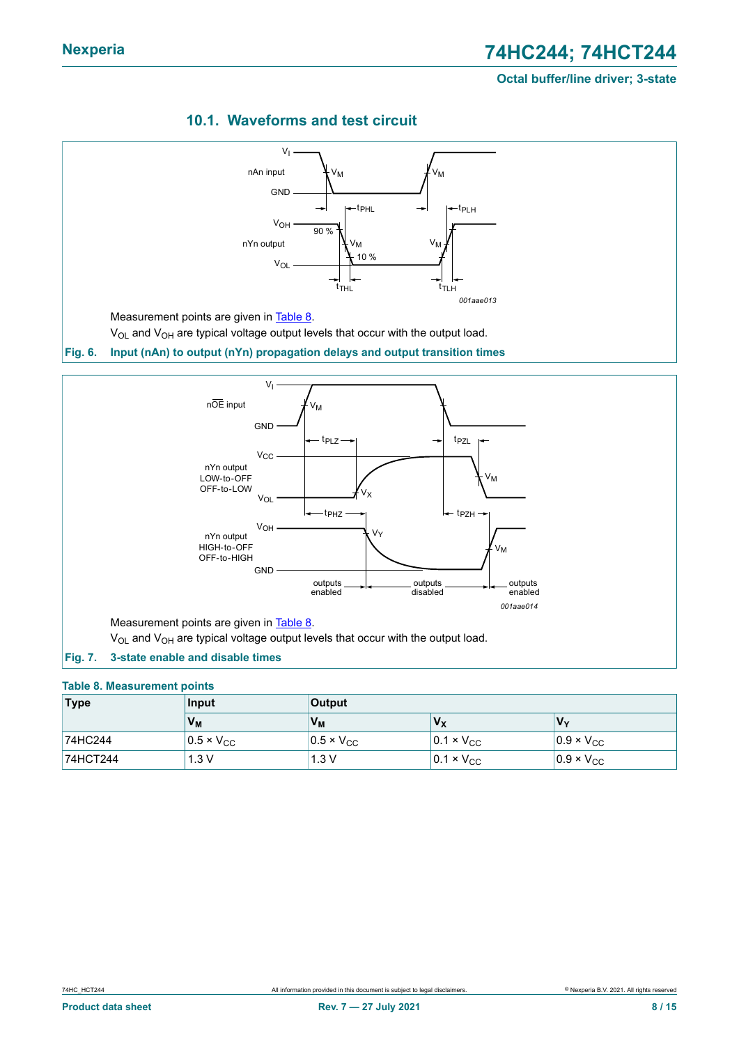## 10.1. Waveforms and test circuit

Measurement points are given in Table 8.

$V_{OL}$ and $V_{OH}$ are typical voltage output levels that occur with the output load.

**Fig. 6. Input (nAn) to output (nYn) propagation delays and output transition times**

Measurement points are given in Table 8.

$V_{OL}$ and $V_{OH}$ are typical voltage output levels that occur with the output load.

**Fig. 7. 3-state enable and disable times**

**Table 8. Measurement points**

| Type | Input | Output | | |
|---|---|---|---|---|
| | $V_M$ | $V_M$ | $V_X$ | $V_Y$ |
| 74HC244 | 0.5 × $V_{CC}$ | 0.5 × $V_{CC}$ | 0.1 × $V_{CC}$ | 0.9 × $V_{CC}$ |
| 74HCT244 | 1.3 V | 1.3 V | 0.1 × $V_{CC}$ | 0.9 × $V_{CC}$ |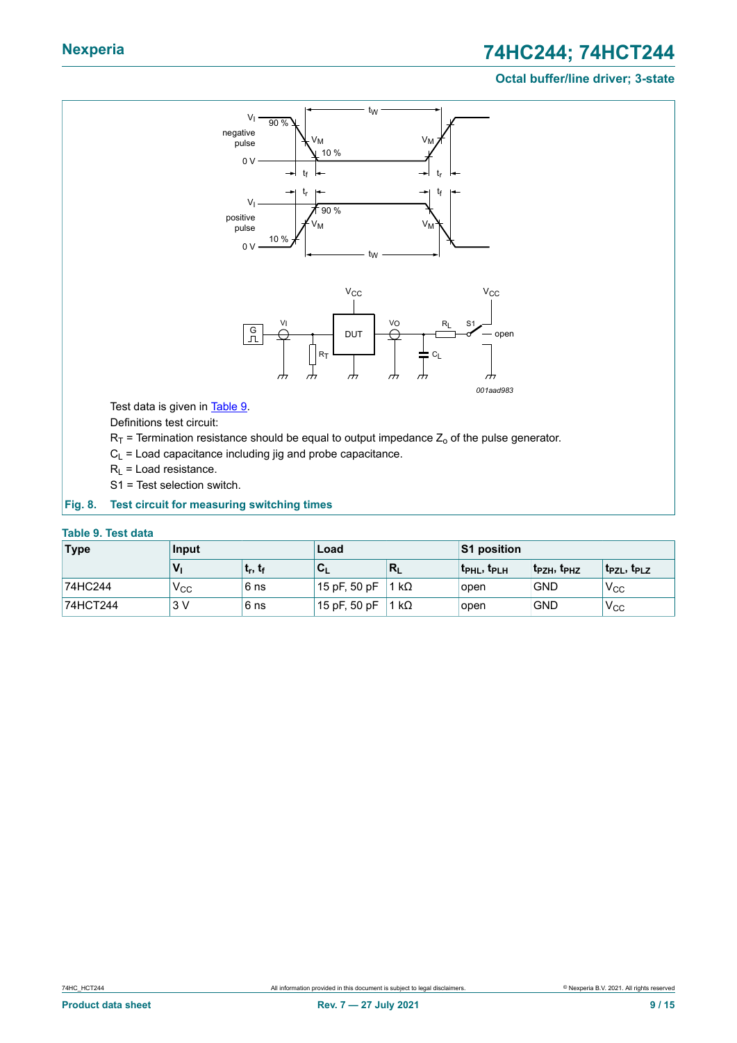Test data is given in Table 9.

Definitions test circuit:

$R_T$ = Termination resistance should be equal to output impedance $Z_o$ of the pulse generator.

$C_L$ = Load capacitance including jig and probe capacitance.

$R_L$ = Load resistance.

S1 = Test selection switch.

**Fig. 8. Test circuit for measuring switching times**

**Table 9. Test data**

| Type | Input | | Load | | S1 position | | |
|---|---|---|---|---|---|---|---|
| | $V_I$ | $t_r$, $t_f$ | $C_L$ | $R_L$ | $t_{PHL}$, $t_{PLH}$ | $t_{PZH}$, $t_{PHZ}$ | $t_{PZL}$, $t_{PLZ}$ |
| 74HC244 | $V_{CC}$ | 6 ns | 15 pF, 50 pF | 1 kΩ | open | GND | $V_{CC}$ |
| 74HCT244 | 3 V | 6 ns | 15 pF, 50 pF | 1 kΩ | open | GND | $V_{CC}$ |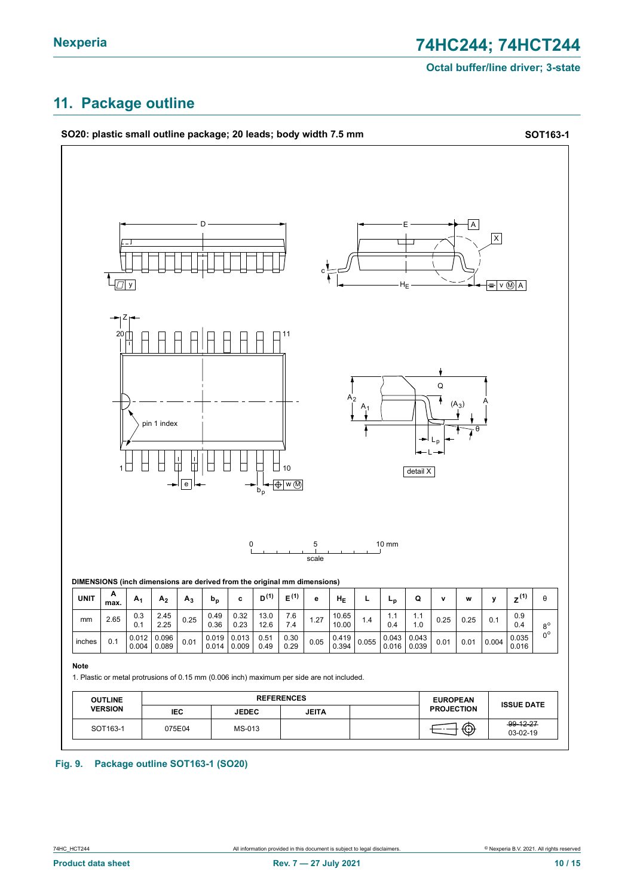## 11. Package outline

**SO20: plastic small outline package; 20 leads; body width 7.5 mm** **SOT163-1**

**DIMENSIONS (inch dimensions are derived from the original mm dimensions)**

| UNIT | A max. | $A_1$ | $A_2$ | $A_3$ | $b_p$ | c | $D^{(1)}$ | $E^{(1)}$ | e | $H_E$ | L | $L_p$ | Q | v | w | y | $Z^{(1)}$ | θ |
|---|---|---|---|---|---|---|---|---|---|---|---|---|---|---|---|---|---|---|
| mm | 2.65 | 0.3<br>0.1 | 2.45<br>2.25 | 0.25 | 0.49<br>0.36 | 0.32<br>0.23 | 13.0<br>12.6 | 7.6<br>7.4 | 1.27 | 10.65<br>10.00 | 1.4 | 1.1<br>0.4 | 1.1<br>1.0 | 0.25 | 0.25 | 0.1 | 0.9<br>0.4 | 8°<br>0° |
| inches | 0.1 | 0.012<br>0.004 | 0.096<br>0.089 | 0.01 | 0.019<br>0.014 | 0.013<br>0.009 | 0.51<br>0.49 | 0.30<br>0.29 | 0.05 | 0.419<br>0.394 | 0.055 | 0.043<br>0.016 | 0.043<br>0.039 | 0.01 | 0.01 | 0.004 | 0.035<br>0.016 | |

**Note**

1. Plastic or metal protrusions of 0.15 mm (0.006 inch) maximum per side are not included.

| OUTLINE VERSION | REFERENCES | | | | EUROPEAN PROJECTION | ISSUE DATE |
|---|---|---|---|---|---|---|
| | IEC | JEDEC | JEITA | | | |
| SOT163-1 | 075E04 | MS-013 | | | | ~~99-12-27~~<br>03-02-19 |

**Fig. 9. Package outline SOT163-1 (SO20)**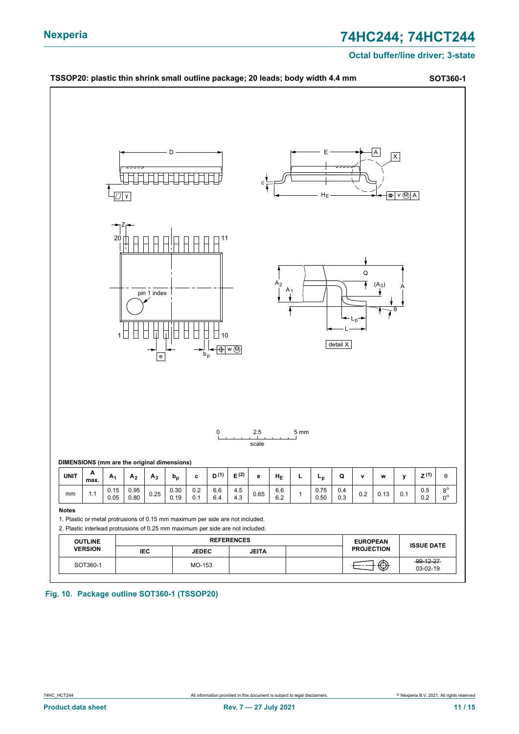**TSSOP20: plastic thin shrink small outline package; 20 leads; body width 4.4 mm** **SOT360-1**

**DIMENSIONS (mm are the original dimensions)**

| UNIT | A max. | $A_1$ | $A_2$ | $A_3$ | $b_p$ | c | D (1) | E (2) | e | $H_E$ | L | $L_p$ | Q | v | w | y | Z (1) | θ |
|---|---|---|---|---|---|---|---|---|---|---|---|---|---|---|---|---|---|---|
| mm | 1.1 | 0.15<br>0.05 | 0.95<br>0.80 | 0.25 | 0.30<br>0.19 | 0.2<br>0.1 | 6.6<br>6.4 | 4.5<br>4.3 | 0.65 | 6.6<br>6.2 | 1 | 0.75<br>0.50 | 0.4<br>0.3 | 0.2 | 0.13 | 0.1 | 0.5<br>0.2 | 8°<br>0° |

**Notes**

1. Plastic or metal protrusions of 0.15 mm maximum per side are not included.
2. Plastic interlead protrusions of 0.25 mm maximum per side are not included.

| OUTLINE VERSION | REFERENCES | | | | EUROPEAN PROJECTION | ISSUE DATE |
|---|---|---|---|---|---|---|
| | IEC | JEDEC | JEITA | | | |
| SOT360-1 | | MO-153 | | | | ~~99-12-27~~<br>03-02-19 |

**Fig. 10. Package outline SOT360-1 (TSSOP20)**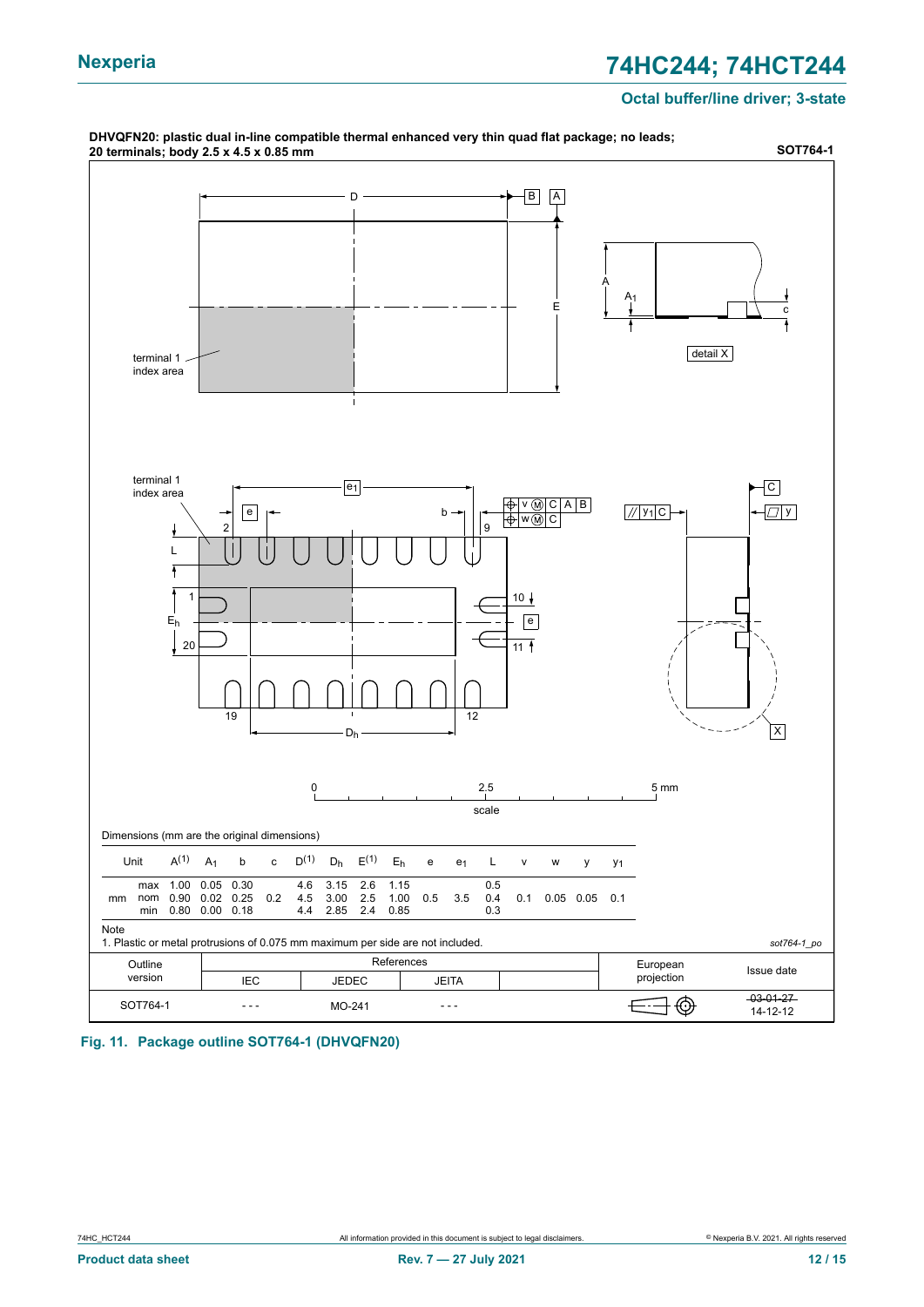**DHVQFN20: plastic dual in-line compatible thermal enhanced very thin quad flat package; no leads; 20 terminals; body 2.5 x 4.5 x 0.85 mm** **SOT764-1**

Dimensions (mm are the original dimensions)

| Unit | | $A^{(1)}$ | $A_1$ | b | c | $D^{(1)}$ | $D_h$ | $E^{(1)}$ | $E_h$ | e | $e_1$ | L | v | w | y | $y_1$ |
|---|---|---|---|---|---|---|---|---|---|---|---|---|---|---|---|---|
| mm | max | 1.00 | 0.05 | 0.30 | | 4.6 | 3.15 | 2.6 | 1.15 | | | 0.5 | | | | |
| | nom | 0.90 | 0.02 | 0.25 | 0.2 | 4.5 | 3.00 | 2.5 | 1.00 | 0.5 | 3.5 | 0.4 | 0.1 | 0.05 | 0.05 | 0.1 |
| | min | 0.80 | 0.00 | 0.18 | | 4.4 | 2.85 | 2.4 | 0.85 | | | 0.3 | | | | |

Note

1. Plastic or metal protrusions of 0.075 mm maximum per side are not included.

*sot764-1_po*

| Outline version | References IEC | References JEDEC | References JEITA | European projection | Issue date |
|---|---|---|---|---|---|
| SOT764-1 | - - - | MO-241 | - - - | | ~~03-01-27~~ 14-12-12 |

**Fig. 11. Package outline SOT764-1 (DHVQFN20)**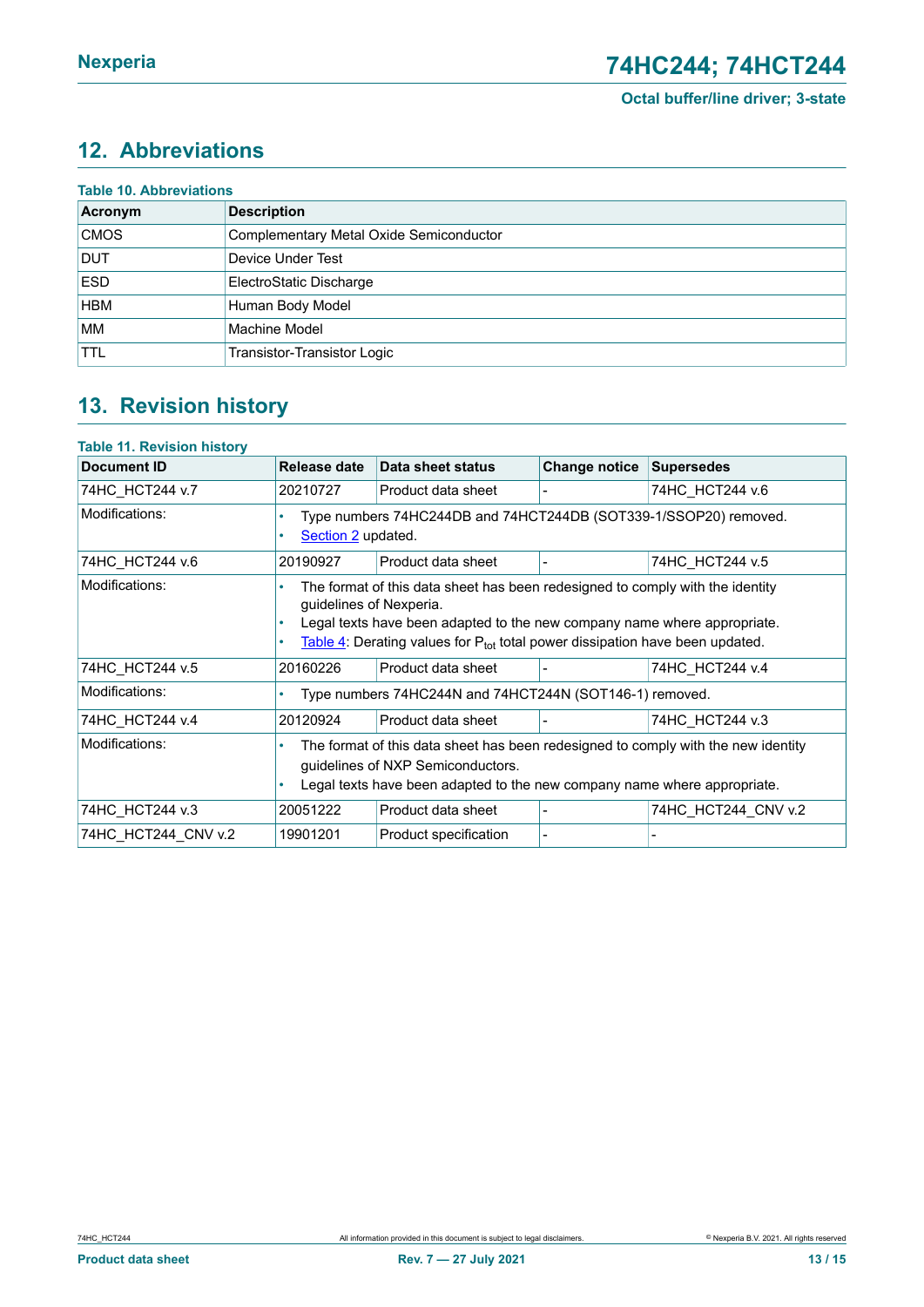## 12. Abbreviations

**Table 10. Abbreviations**

| Acronym | Description |
|---|---|
| CMOS | Complementary Metal Oxide Semiconductor |
| DUT | Device Under Test |
| ESD | ElectroStatic Discharge |
| HBM | Human Body Model |
| MM | Machine Model |
| TTL | Transistor-Transistor Logic |

## 13. Revision history

**Table 11. Revision history**

| Document ID | Release date | Data sheet status | Change notice | Supersedes |
|---|---|---|---|---|
| 74HC_HCT244 v.7 | 20210727 | Product data sheet | - | 74HC_HCT244 v.6 |
| Modifications: | • Type numbers 74HC244DB and 74HCT244DB (SOT339-1/SSOP20) removed.<br>• Section 2 updated. | | | |
| 74HC_HCT244 v.6 | 20190927 | Product data sheet | - | 74HC_HCT244 v.5 |
| Modifications: | • The format of this data sheet has been redesigned to comply with the identity guidelines of Nexperia.<br>• Legal texts have been adapted to the new company name where appropriate.<br>• Table 4: Derating values for $P_{tot}$ total power dissipation have been updated. | | | |
| 74HC_HCT244 v.5 | 20160226 | Product data sheet | - | 74HC_HCT244 v.4 |
| Modifications: | • Type numbers 74HC244N and 74HCT244N (SOT146-1) removed. | | | |
| 74HC_HCT244 v.4 | 20120924 | Product data sheet | - | 74HC_HCT244 v.3 |
| Modifications: | • The format of this data sheet has been redesigned to comply with the new identity guidelines of NXP Semiconductors.<br>• Legal texts have been adapted to the new company name where appropriate. | | | |
| 74HC_HCT244 v.3 | 20051222 | Product data sheet | - | 74HC_HCT244_CNV v.2 |
| 74HC_HCT244_CNV v.2 | 19901201 | Product specification | - | - |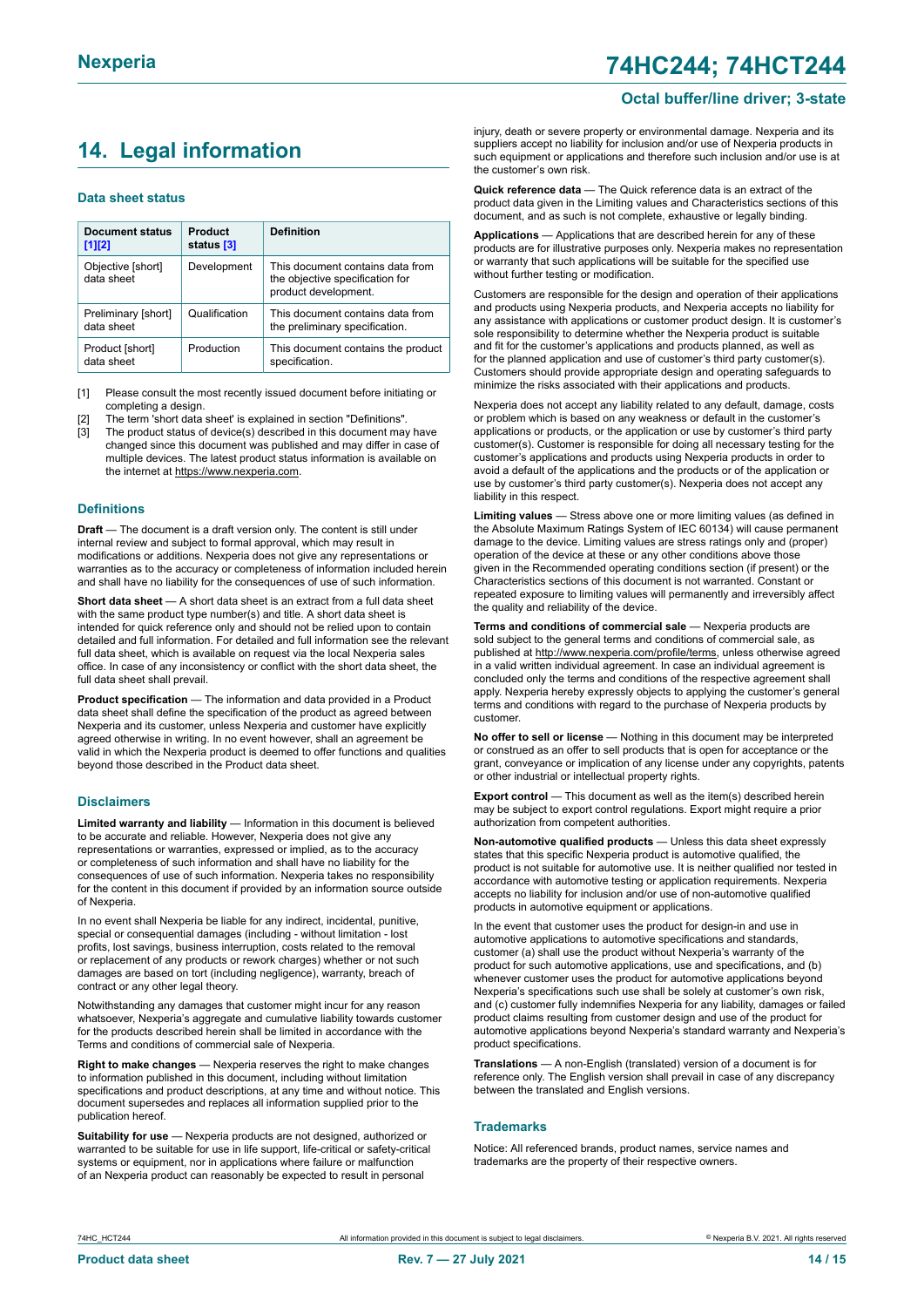# 14. Legal information

### Data sheet status

| Document status [1][2] | Product status [3] | Definition |
|---|---|---|
| Objective [short] data sheet | Development | This document contains data from the objective specification for product development. |
| Preliminary [short] data sheet | Qualification | This document contains data from the preliminary specification. |
| Product [short] data sheet | Production | This document contains the product specification. |

[1] Please consult the most recently issued document before initiating or completing a design.
[2] The term 'short data sheet' is explained in section "Definitions".
[3] The product status of device(s) described in this document may have changed since this document was published and may differ in case of multiple devices. The latest product status information is available on the internet at https://www.nexperia.com.

### Definitions

**Draft** — The document is a draft version only. The content is still under internal review and subject to formal approval, which may result in modifications or additions. Nexperia does not give any representations or warranties as to the accuracy or completeness of information included herein and shall have no liability for the consequences of use of such information.

**Short data sheet** — A short data sheet is an extract from a full data sheet with the same product type number(s) and title. A short data sheet is intended for quick reference only and should not be relied upon to contain detailed and full information. For detailed and full information see the relevant full data sheet, which is available on request via the local Nexperia sales office. In case of any inconsistency or conflict with the short data sheet, the full data sheet shall prevail.

**Product specification** — The information and data provided in a Product data sheet shall define the specification of the product as agreed between Nexperia and its customer, unless Nexperia and customer have explicitly agreed otherwise in writing. In no event however, shall an agreement be valid in which the Nexperia product is deemed to offer functions and qualities beyond those described in the Product data sheet.

### Disclaimers

**Limited warranty and liability** — Information in this document is believed to be accurate and reliable. However, Nexperia does not give any representations or warranties, expressed or implied, as to the accuracy or completeness of such information and shall have no liability for the consequences of use of such information. Nexperia takes no responsibility for the content in this document if provided by an information source outside of Nexperia.

In no event shall Nexperia be liable for any indirect, incidental, punitive, special or consequential damages (including - without limitation - lost profits, lost savings, business interruption, costs related to the removal or replacement of any products or rework charges) whether or not such damages are based on tort (including negligence), warranty, breach of contract or any other legal theory.

Notwithstanding any damages that customer might incur for any reason whatsoever, Nexperia's aggregate and cumulative liability towards customer for the products described herein shall be limited in accordance with the Terms and conditions of commercial sale of Nexperia.

**Right to make changes** — Nexperia reserves the right to make changes to information published in this document, including without limitation specifications and product descriptions, at any time and without notice. This document supersedes and replaces all information supplied prior to the publication hereof.

**Suitability for use** — Nexperia products are not designed, authorized or warranted to be suitable for use in life support, life-critical or safety-critical systems or equipment, nor in applications where failure or malfunction of an Nexperia product can reasonably be expected to result in personal injury, death or severe property or environmental damage. Nexperia and its suppliers accept no liability for inclusion and/or use of Nexperia products in such equipment or applications and therefore such inclusion and/or use is at the customer's own risk.

**Quick reference data** — The Quick reference data is an extract of the product data given in the Limiting values and Characteristics sections of this document, and as such is not complete, exhaustive or legally binding.

**Applications** — Applications that are described herein for any of these products are for illustrative purposes only. Nexperia makes no representation or warranty that such applications will be suitable for the specified use without further testing or modification.

Customers are responsible for the design and operation of their applications and products using Nexperia products, and Nexperia accepts no liability for any assistance with applications or customer product design. It is customer's sole responsibility to determine whether the Nexperia product is suitable and fit for the customer's applications and products planned, as well as for the planned application and use of customer's third party customer(s). Customers should provide appropriate design and operating safeguards to minimize the risks associated with their applications and products.

Nexperia does not accept any liability related to any default, damage, costs or problem which is based on any weakness or default in the customer's applications or products, or the application or use by customer's third party customer(s). Customer is responsible for doing all necessary testing for the customer's applications and products using Nexperia products in order to avoid a default of the applications and the products or of the application or use by customer's third party customer(s). Nexperia does not accept any liability in this respect.

**Limiting values** — Stress above one or more limiting values (as defined in the Absolute Maximum Ratings System of IEC 60134) will cause permanent damage to the device. Limiting values are stress ratings only and (proper) operation of the device at these or any other conditions above those given in the Recommended operating conditions section (if present) or the Characteristics sections of this document is not warranted. Constant or repeated exposure to limiting values will permanently and irreversibly affect the quality and reliability of the device.

**Terms and conditions of commercial sale** — Nexperia products are sold subject to the general terms and conditions of commercial sale, as published at http://www.nexperia.com/profile/terms, unless otherwise agreed in a valid written individual agreement. In case an individual agreement is concluded only the terms and conditions of the respective agreement shall apply. Nexperia hereby expressly objects to applying the customer's general terms and conditions with regard to the purchase of Nexperia products by customer.

**No offer to sell or license** — Nothing in this document may be interpreted or construed as an offer to sell products that is open for acceptance or the grant, conveyance or implication of any license under any copyrights, patents or other industrial or intellectual property rights.

**Export control** — This document as well as the item(s) described herein may be subject to export control regulations. Export might require a prior authorization from competent authorities.

**Non-automotive qualified products** — Unless this data sheet expressly states that this specific Nexperia product is automotive qualified, the product is not suitable for automotive use. It is neither qualified nor tested in accordance with automotive testing or application requirements. Nexperia accepts no liability for inclusion and/or use of non-automotive qualified products in automotive equipment or applications.

In the event that customer uses the product for design-in and use in automotive applications to automotive specifications and standards, customer (a) shall use the product without Nexperia's warranty of the product for such automotive applications, use and specifications, and (b) whenever customer uses the product for automotive applications beyond Nexperia's specifications such use shall be solely at customer's own risk, and (c) customer fully indemnifies Nexperia for any liability, damages or failed product claims resulting from customer design and use of the product for automotive applications beyond Nexperia's standard warranty and Nexperia's product specifications.

**Translations** — A non-English (translated) version of a document is for reference only. The English version shall prevail in case of any discrepancy between the translated and English versions.

### Trademarks

Notice: All referenced brands, product names, service names and trademarks are the property of their respective owners.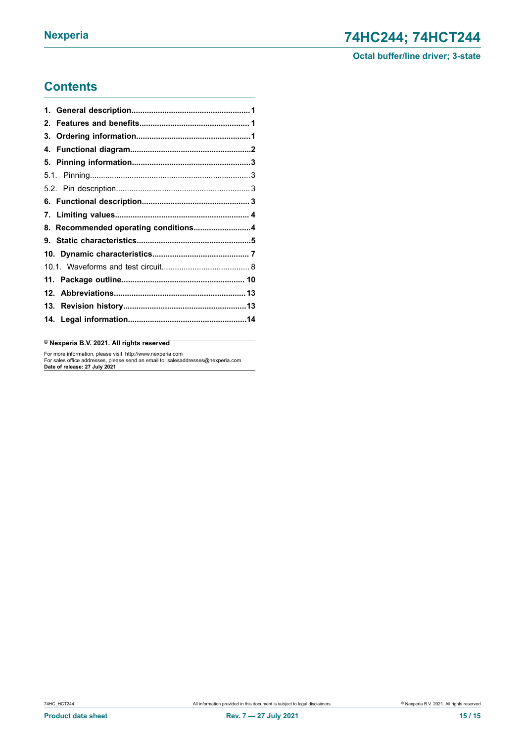## Contents

**1. General description** ...................................................... **1**
**2. Features and benefits** .................................................. **1**
**3. Ordering information** .................................................... **1**
**4. Functional diagram** ....................................................... **2**
**5. Pinning information** ...................................................... **3**
5.1. Pinning ......................................................................... 3
5.2. Pin description ............................................................. 3
**6. Functional description** ................................................. **3**
**7. Limiting values** ............................................................. **4**
**8. Recommended operating conditions** ........................... **4**
**9. Static characteristics** .................................................... **5**
**10. Dynamic characteristics** ............................................ **7**
10.1. Waveforms and test circuit ........................................ 8
**11. Package outline** ........................................................ **10**
**12. Abbreviations** ............................................................ **13**
**13. Revision history** ........................................................ **13**
**14. Legal information** ...................................................... **14**

**© Nexperia B.V. 2021. All rights reserved**

For more information, please visit: http://www.nexperia.com
For sales office addresses, please send an email to: salesaddresses@nexperia.com
**Date of release: 27 July 2021**